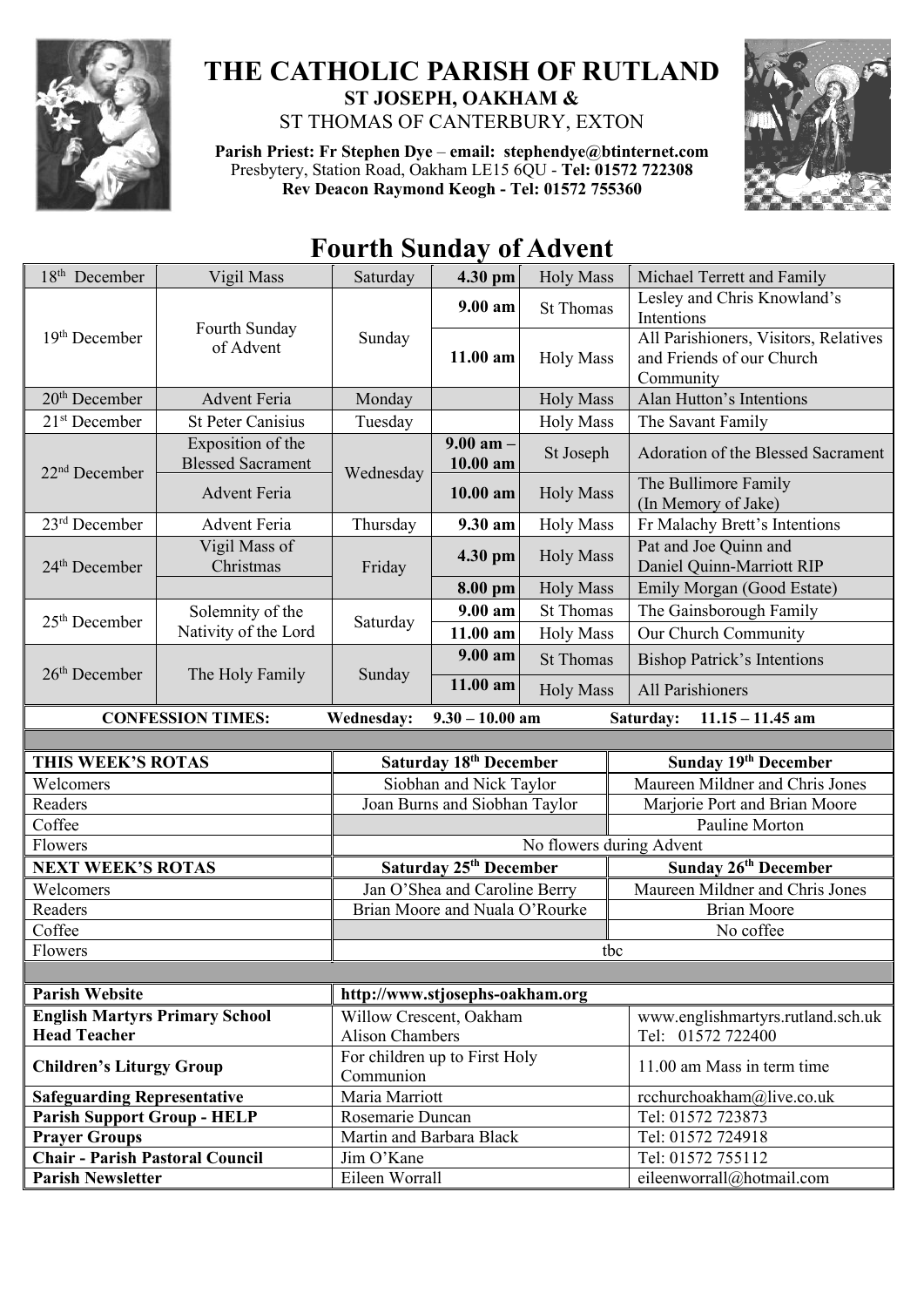# THE CATHOLIC PARISH OF RUTLAND

**ST JOSEPH, OAKHAM &**

ST THOMAS OF CANTERBURY, EXTON

**Parish Priest: Fr Stephen Dye** – **email: stephendye@btinternet.com**
Presbytery, Station Road, Oakham LE15 6QU - **Tel: 01572 722308**
**Rev Deacon Raymond Keogh - Tel: 01572 755360**

## Fourth Sunday of Advent

| Date | Day | Weekday | Time | Service | Intention |
|---|---|---|---|---|---|
| 18th December | Vigil Mass | Saturday | **4.30 pm** | Holy Mass | Michael Terrett and Family |
| 19th December | Fourth Sunday of Advent | Sunday | **9.00 am** | St Thomas | Lesley and Chris Knowland's Intentions |
| | | | **11.00 am** | Holy Mass | All Parishioners, Visitors, Relatives and Friends of our Church Community |
| 20th December | Advent Feria | Monday | | Holy Mass | Alan Hutton's Intentions |
| 21st December | St Peter Canisius | Tuesday | | Holy Mass | The Savant Family |
| 22nd December | Exposition of the Blessed Sacrament | Wednesday | **9.00 am – 10.00 am** | St Joseph | Adoration of the Blessed Sacrament |
| | Advent Feria | | **10.00 am** | Holy Mass | The Bullimore Family (In Memory of Jake) |
| 23rd December | Advent Feria | Thursday | **9.30 am** | Holy Mass | Fr Malachy Brett's Intentions |
| 24th December | Vigil Mass of Christmas | Friday | **4.30 pm** | Holy Mass | Pat and Joe Quinn and Daniel Quinn-Marriott RIP |
| | | | **8.00 pm** | Holy Mass | Emily Morgan (Good Estate) |
| 25th December | Solemnity of the Nativity of the Lord | Saturday | **9.00 am** | St Thomas | The Gainsborough Family |
| | | | **11.00 am** | Holy Mass | Our Church Community |
| 26th December | The Holy Family | Sunday | **9.00 am** | St Thomas | Bishop Patrick's Intentions |
| | | | **11.00 am** | Holy Mass | All Parishioners |

**CONFESSION TIMES:** **Wednesday: 9.30 – 10.00 am** **Saturday: 11.15 – 11.45 am**

| **THIS WEEK'S ROTAS** | **Saturday 18th December** | **Sunday 19th December** |
|---|---|---|
| Welcomers | Siobhan and Nick Taylor | Maureen Mildner and Chris Jones |
| Readers | Joan Burns and Siobhan Taylor | Marjorie Port and Brian Moore |
| Coffee | | Pauline Morton |
| Flowers | No flowers during Advent | |
| **NEXT WEEK'S ROTAS** | **Saturday 25th December** | **Sunday 26th December** |
| Welcomers | Jan O'Shea and Caroline Berry | Maureen Mildner and Chris Jones |
| Readers | Brian Moore and Nuala O'Rourke | Brian Moore |
| Coffee | | No coffee |
| Flowers | tbc | |

| | | |
|---|---|---|
| **Parish Website** | **http://www.stjosephs-oakham.org** | |
| **English Martyrs Primary School Head Teacher** | Willow Crescent, Oakham Alison Chambers | www.englishmartyrs.rutland.sch.uk Tel: 01572 722400 |
| **Children's Liturgy Group** | For children up to First Holy Communion | 11.00 am Mass in term time |
| **Safeguarding Representative** | Maria Marriott | rcchurchoakham@live.co.uk |
| **Parish Support Group - HELP** | Rosemarie Duncan | Tel: 01572 723873 |
| **Prayer Groups** | Martin and Barbara Black | Tel: 01572 724918 |
| **Chair - Parish Pastoral Council** | Jim O'Kane | Tel: 01572 755112 |
| **Parish Newsletter** | Eileen Worrall | eileenworrall@hotmail.com |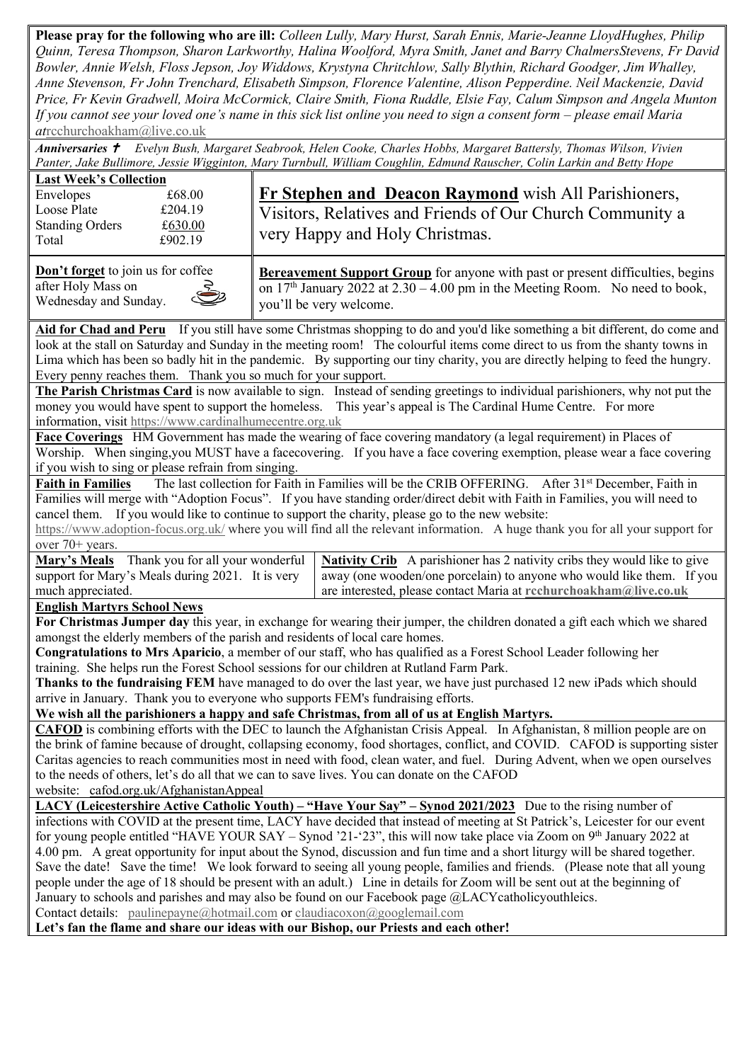**Please pray for the following who are ill:** *Colleen Lully, Mary Hurst, Sarah Ennis, Marie-Jeanne LloydHughes, Philip Quinn, Teresa Thompson, Sharon Larkworthy, Halina Woolford, Myra Smith, Janet and Barry ChalmersStevens, Fr David Bowler, Annie Welsh, Floss Jepson, Joy Widdows, Krystyna Chritchlow, Sally Blythin, Richard Goodger, Jim Whalley, Anne Stevenson, Fr John Trenchard, Elisabeth Simpson, Florence Valentine, Alison Pepperdine. Neil Mackenzie, David Price, Fr Kevin Gradwell, Moira McCormick, Claire Smith, Fiona Ruddle, Elsie Fay, Calum Simpson and Angela Munton*

*If you cannot see your loved one's name in this sick list online you need to sign a consent form – please email Maria at*rcchurchoakham@live.co.uk

***Anniversaries*** ✝ *Evelyn Bush, Margaret Seabrook, Helen Cooke, Charles Hobbs, Margaret Battersly, Thomas Wilson, Vivien Panter, Jake Bullimore, Jessie Wigginton, Mary Turnbull, William Coughlin, Edmund Rauscher, Colin Larkin and Betty Hope*

**Last Week's Collection**

| | |
|---|---|
| Envelopes | £68.00 |
| Loose Plate | £204.19 |
| Standing Orders | £630.00 |
| Total | £902.19 |

**Fr Stephen and Deacon Raymond** wish All Parishioners, Visitors, Relatives and Friends of Our Church Community a very Happy and Holy Christmas.

**Don't forget** to join us for coffee after Holy Mass on Wednesday and Sunday.

**Bereavement Support Group** for anyone with past or present difficulties, begins on 17th January 2022 at 2.30 – 4.00 pm in the Meeting Room. No need to book, you'll be very welcome.

**Aid for Chad and Peru** If you still have some Christmas shopping to do and you'd like something a bit different, do come and look at the stall on Saturday and Sunday in the meeting room! The colourful items come direct to us from the shanty towns in Lima which has been so badly hit in the pandemic. By supporting our tiny charity, you are directly helping to feed the hungry. Every penny reaches them. Thank you so much for your support.

**The Parish Christmas Card** is now available to sign. Instead of sending greetings to individual parishioners, why not put the money you would have spent to support the homeless. This year's appeal is The Cardinal Hume Centre. For more information, visit https://www.cardinalhumecentre.org.uk

**Face Coverings** HM Government has made the wearing of face covering mandatory (a legal requirement) in Places of Worship. When singing,you MUST have a facecovering. If you have a face covering exemption, please wear a face covering if you wish to sing or please refrain from singing.

**Faith in Families** The last collection for Faith in Families will be the CRIB OFFERING. After 31st December, Faith in Families will merge with "Adoption Focus". If you have standing order/direct debit with Faith in Families, you will need to cancel them. If you would like to continue to support the charity, please go to the new website: https://www.adoption-focus.org.uk/ where you will find all the relevant information. A huge thank you for all your support for over 70+ years.

**Mary's Meals** Thank you for all your wonderful support for Mary's Meals during 2021. It is very much appreciated.

**Nativity Crib** A parishioner has 2 nativity cribs they would like to give away (one wooden/one porcelain) to anyone who would like them. If you are interested, please contact Maria at **rcchurchoakham@live.co.uk**

**English Martyrs School News**

**For Christmas Jumper day** this year, in exchange for wearing their jumper, the children donated a gift each which we shared amongst the elderly members of the parish and residents of local care homes.

**Congratulations to Mrs Aparicio**, a member of our staff, who has qualified as a Forest School Leader following her training. She helps run the Forest School sessions for our children at Rutland Farm Park.

**Thanks to the fundraising FEM** have managed to do over the last year, we have just purchased 12 new iPads which should arrive in January. Thank you to everyone who supports FEM's fundraising efforts.

**We wish all the parishioners a happy and safe Christmas, from all of us at English Martyrs.**

**CAFOD** is combining efforts with the DEC to launch the Afghanistan Crisis Appeal. In Afghanistan, 8 million people are on the brink of famine because of drought, collapsing economy, food shortages, conflict, and COVID. CAFOD is supporting sister Caritas agencies to reach communities most in need with food, clean water, and fuel. During Advent, when we open ourselves to the needs of others, let's do all that we can to save lives. You can donate on the CAFOD website: cafod.org.uk/AfghanistanAppeal

**LACY (Leicestershire Active Catholic Youth) – "Have Your Say" – Synod 2021/2023** Due to the rising number of infections with COVID at the present time, LACY have decided that instead of meeting at St Patrick's, Leicester for our event for young people entitled "HAVE YOUR SAY – Synod '21-'23", this will now take place via Zoom on 9th January 2022 at 4.00 pm. A great opportunity for input about the Synod, discussion and fun time and a short liturgy will be shared together. Save the date! Save the time! We look forward to seeing all young people, families and friends. (Please note that all young people under the age of 18 should be present with an adult.) Line in details for Zoom will be sent out at the beginning of January to schools and parishes and may also be found on our Facebook page @LACYcatholicyouthleics.

Contact details: paulinepayne@hotmail.com or claudiacoxon@googlemail.com

**Let's fan the flame and share our ideas with our Bishop, our Priests and each other!**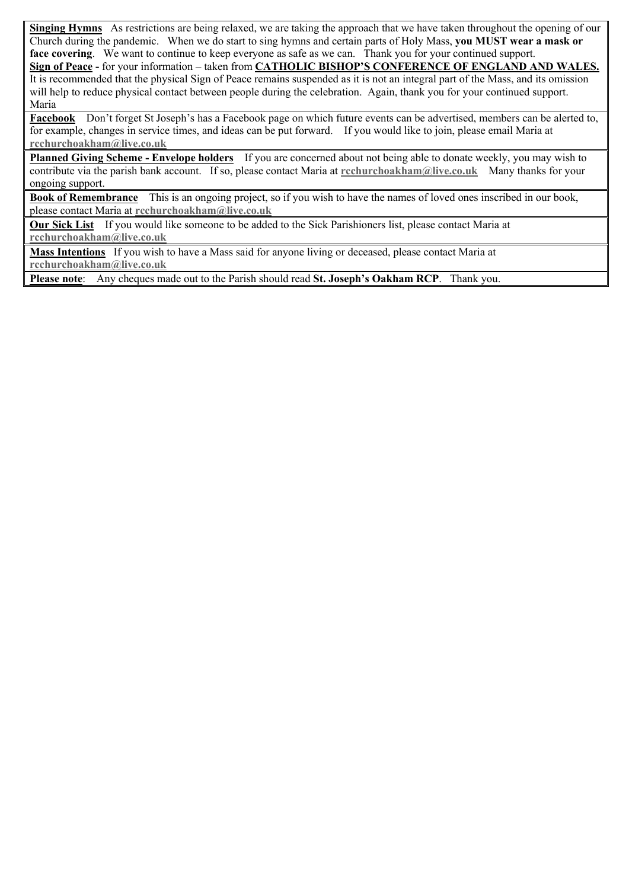**Singing Hymns** As restrictions are being relaxed, we are taking the approach that we have taken throughout the opening of our Church during the pandemic. When we do start to sing hymns and certain parts of Holy Mass, **you MUST wear a mask or face covering**. We want to continue to keep everyone as safe as we can. Thank you for your continued support.

**Sign of Peace -** for your information – taken from **CATHOLIC BISHOP'S CONFERENCE OF ENGLAND AND WALES.** It is recommended that the physical Sign of Peace remains suspended as it is not an integral part of the Mass, and its omission will help to reduce physical contact between people during the celebration. Again, thank you for your continued support. Maria

**Facebook** Don't forget St Joseph's has a Facebook page on which future events can be advertised, members can be alerted to, for example, changes in service times, and ideas can be put forward. If you would like to join, please email Maria at **rcchurchoakham@live.co.uk**

**Planned Giving Scheme - Envelope holders** If you are concerned about not being able to donate weekly, you may wish to contribute via the parish bank account. If so, please contact Maria at **rcchurchoakham@live.co.uk** Many thanks for your ongoing support.

**Book of Remembrance** This is an ongoing project, so if you wish to have the names of loved ones inscribed in our book, please contact Maria at **rcchurchoakham@live.co.uk**

**Our Sick List** If you would like someone to be added to the Sick Parishioners list, please contact Maria at **rcchurchoakham@live.co.uk**

**Mass Intentions** If you wish to have a Mass said for anyone living or deceased, please contact Maria at **rcchurchoakham@live.co.uk**

**Please note**: Any cheques made out to the Parish should read **St. Joseph's Oakham RCP**. Thank you.